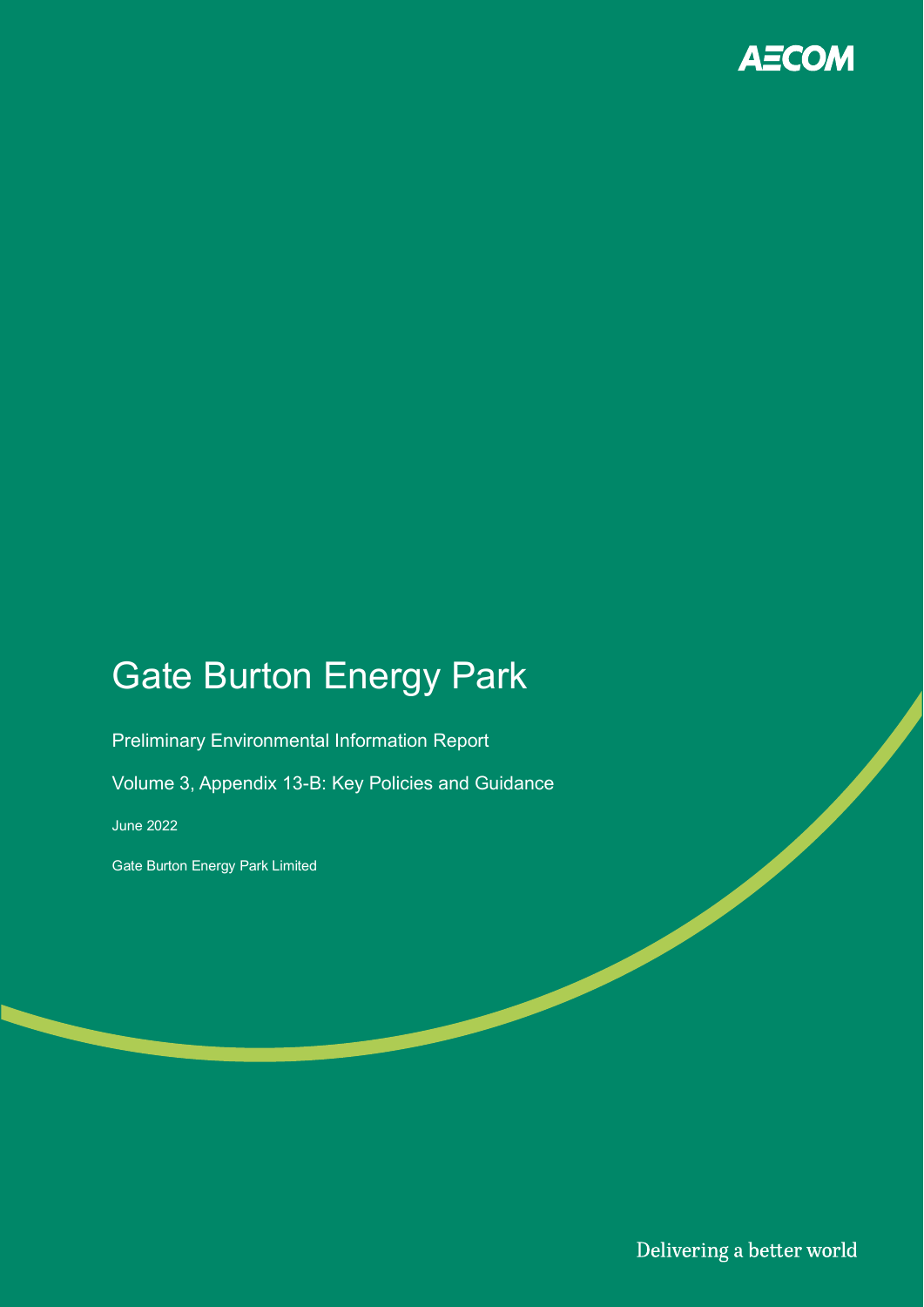AECOM

# Gate Burton Energy Park

Preliminary Environmental Information Report

Volume 3, Appendix 13-B: Key Policies and Guidance

June 2022

Gate Burton Energy Park Limited

Delivering a better world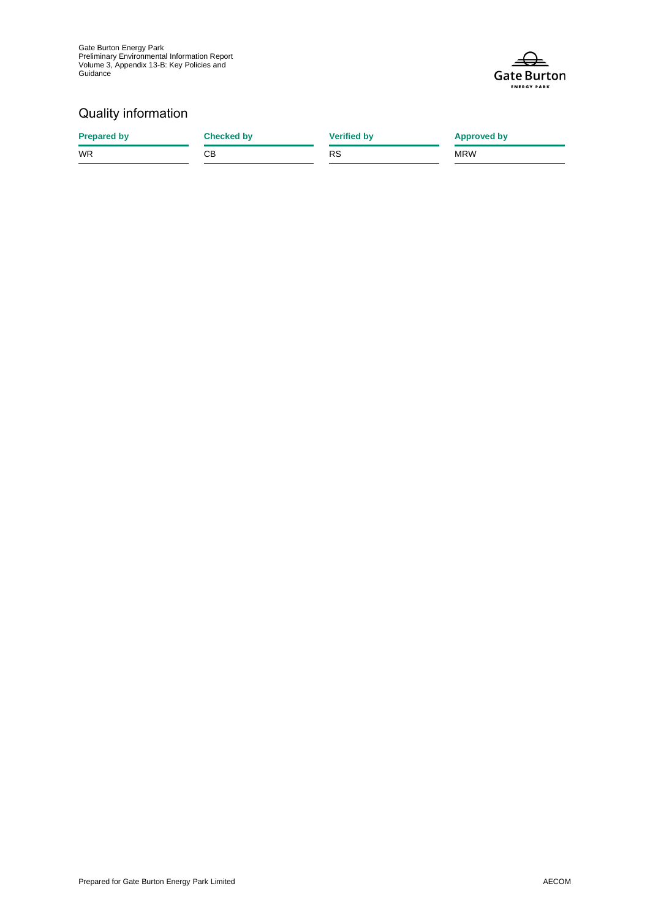# Quality information

| Prepared by | Checked by | Verified by | Approved by |
| --- | --- | --- | --- |
| WR | CB | RS | MRW |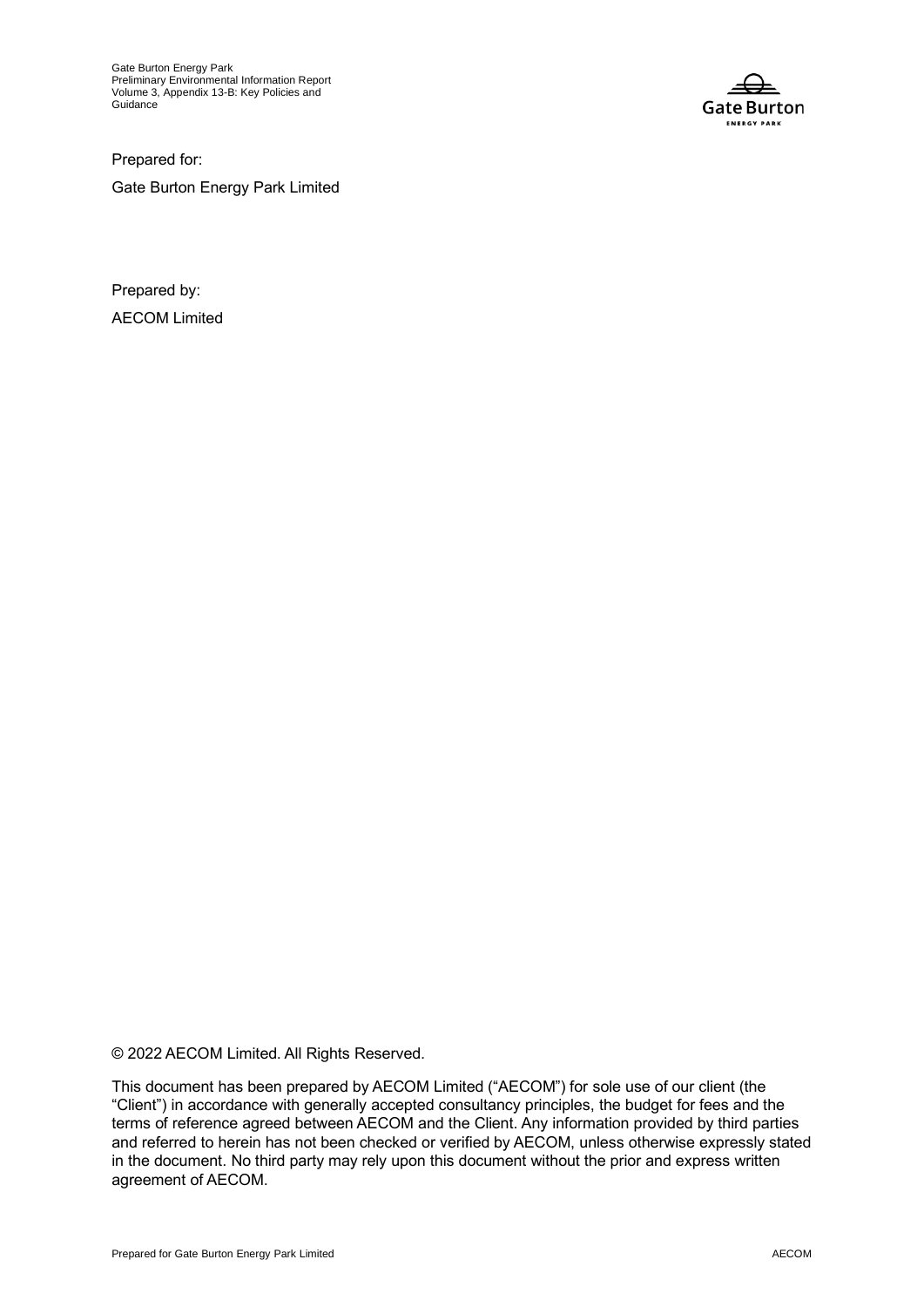Prepared for:

Gate Burton Energy Park Limited

Prepared by:

AECOM Limited

© 2022 AECOM Limited. All Rights Reserved.

This document has been prepared by AECOM Limited ("AECOM") for sole use of our client (the "Client") in accordance with generally accepted consultancy principles, the budget for fees and the terms of reference agreed between AECOM and the Client. Any information provided by third parties and referred to herein has not been checked or verified by AECOM, unless otherwise expressly stated in the document. No third party may rely upon this document without the prior and express written agreement of AECOM.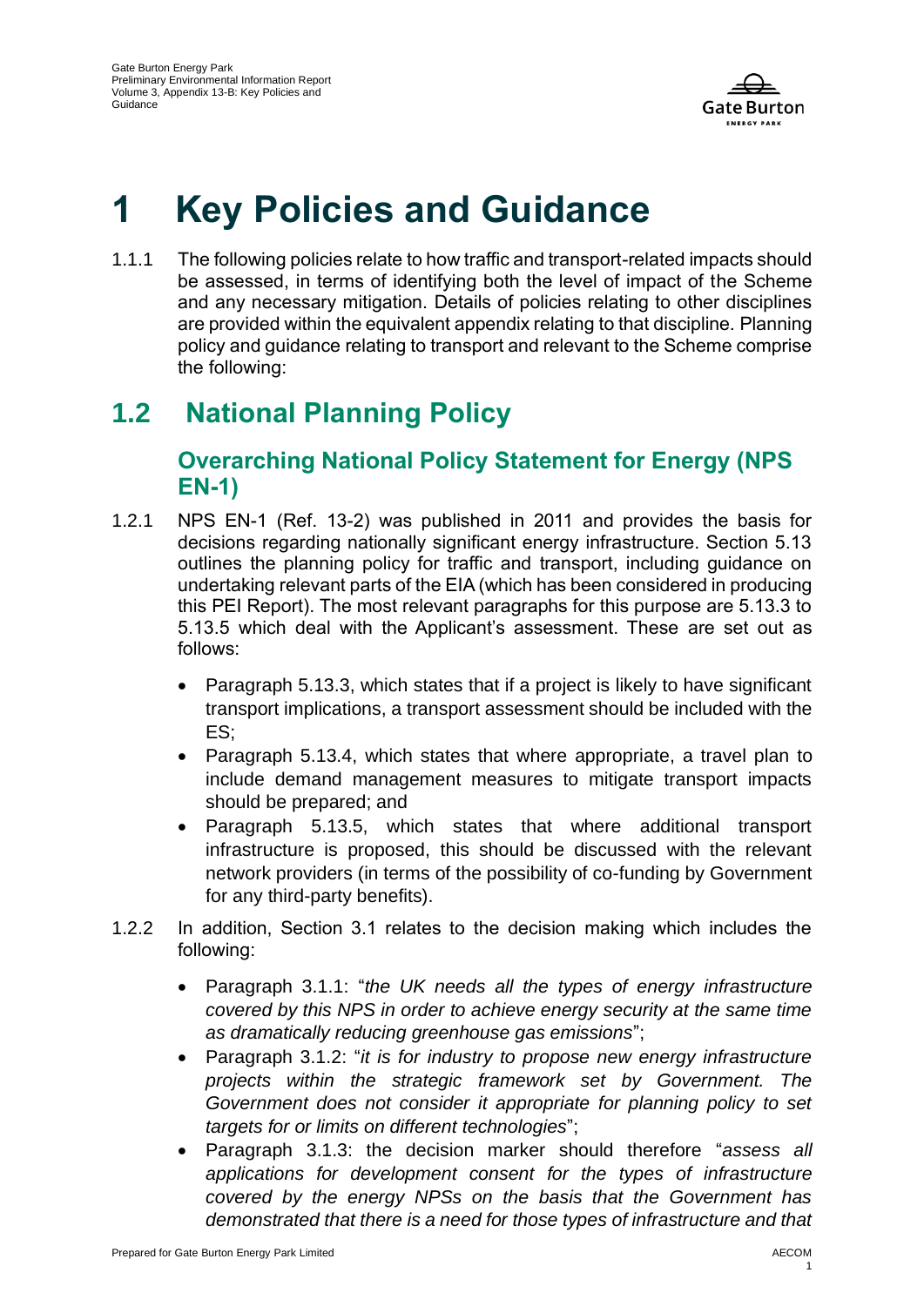# 1 Key Policies and Guidance

1.1.1 The following policies relate to how traffic and transport-related impacts should be assessed, in terms of identifying both the level of impact of the Scheme and any necessary mitigation. Details of policies relating to other disciplines are provided within the equivalent appendix relating to that discipline. Planning policy and guidance relating to transport and relevant to the Scheme comprise the following:

## 1.2 National Planning Policy

### Overarching National Policy Statement for Energy (NPS EN-1)

1.2.1 NPS EN-1 (Ref. 13-2) was published in 2011 and provides the basis for decisions regarding nationally significant energy infrastructure. Section 5.13 outlines the planning policy for traffic and transport, including guidance on undertaking relevant parts of the EIA (which has been considered in producing this PEI Report). The most relevant paragraphs for this purpose are 5.13.3 to 5.13.5 which deal with the Applicant's assessment. These are set out as follows:

- Paragraph 5.13.3, which states that if a project is likely to have significant transport implications, a transport assessment should be included with the ES;
- Paragraph 5.13.4, which states that where appropriate, a travel plan to include demand management measures to mitigate transport impacts should be prepared; and
- Paragraph 5.13.5, which states that where additional transport infrastructure is proposed, this should be discussed with the relevant network providers (in terms of the possibility of co-funding by Government for any third-party benefits).

1.2.2 In addition, Section 3.1 relates to the decision making which includes the following:

- Paragraph 3.1.1: "*the UK needs all the types of energy infrastructure covered by this NPS in order to achieve energy security at the same time as dramatically reducing greenhouse gas emissions*";
- Paragraph 3.1.2: "*it is for industry to propose new energy infrastructure projects within the strategic framework set by Government. The Government does not consider it appropriate for planning policy to set targets for or limits on different technologies*";
- Paragraph 3.1.3: the decision marker should therefore "*assess all applications for development consent for the types of infrastructure covered by the energy NPSs on the basis that the Government has demonstrated that there is a need for those types of infrastructure and that*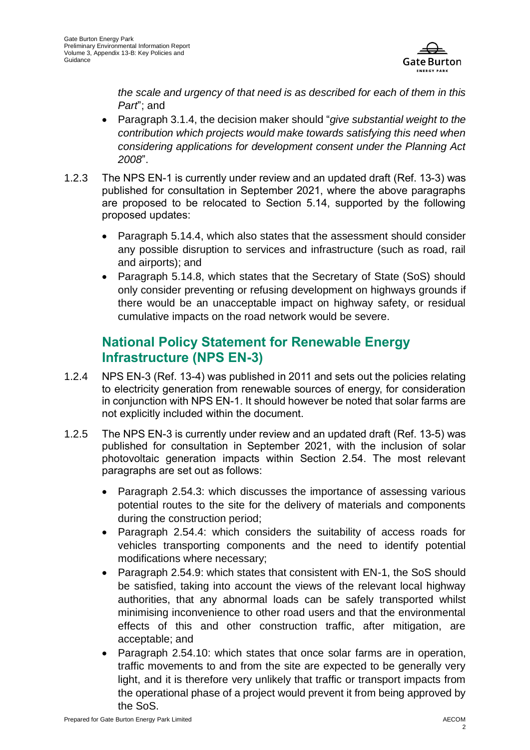*the scale and urgency of that need is as described for each of them in this Part*"; and

- Paragraph 3.1.4, the decision maker should "*give substantial weight to the contribution which projects would make towards satisfying this need when considering applications for development consent under the Planning Act 2008*".

1.2.3 The NPS EN-1 is currently under review and an updated draft (Ref. 13-3) was published for consultation in September 2021, where the above paragraphs are proposed to be relocated to Section 5.14, supported by the following proposed updates:

- Paragraph 5.14.4, which also states that the assessment should consider any possible disruption to services and infrastructure (such as road, rail and airports); and
- Paragraph 5.14.8, which states that the Secretary of State (SoS) should only consider preventing or refusing development on highways grounds if there would be an unacceptable impact on highway safety, or residual cumulative impacts on the road network would be severe.

## National Policy Statement for Renewable Energy Infrastructure (NPS EN-3)

1.2.4 NPS EN-3 (Ref. 13-4) was published in 2011 and sets out the policies relating to electricity generation from renewable sources of energy, for consideration in conjunction with NPS EN-1. It should however be noted that solar farms are not explicitly included within the document.

1.2.5 The NPS EN-3 is currently under review and an updated draft (Ref. 13-5) was published for consultation in September 2021, with the inclusion of solar photovoltaic generation impacts within Section 2.54. The most relevant paragraphs are set out as follows:

- Paragraph 2.54.3: which discusses the importance of assessing various potential routes to the site for the delivery of materials and components during the construction period;
- Paragraph 2.54.4: which considers the suitability of access roads for vehicles transporting components and the need to identify potential modifications where necessary;
- Paragraph 2.54.9: which states that consistent with EN-1, the SoS should be satisfied, taking into account the views of the relevant local highway authorities, that any abnormal loads can be safely transported whilst minimising inconvenience to other road users and that the environmental effects of this and other construction traffic, after mitigation, are acceptable; and
- Paragraph 2.54.10: which states that once solar farms are in operation, traffic movements to and from the site are expected to be generally very light, and it is therefore very unlikely that traffic or transport impacts from the operational phase of a project would prevent it from being approved by the SoS.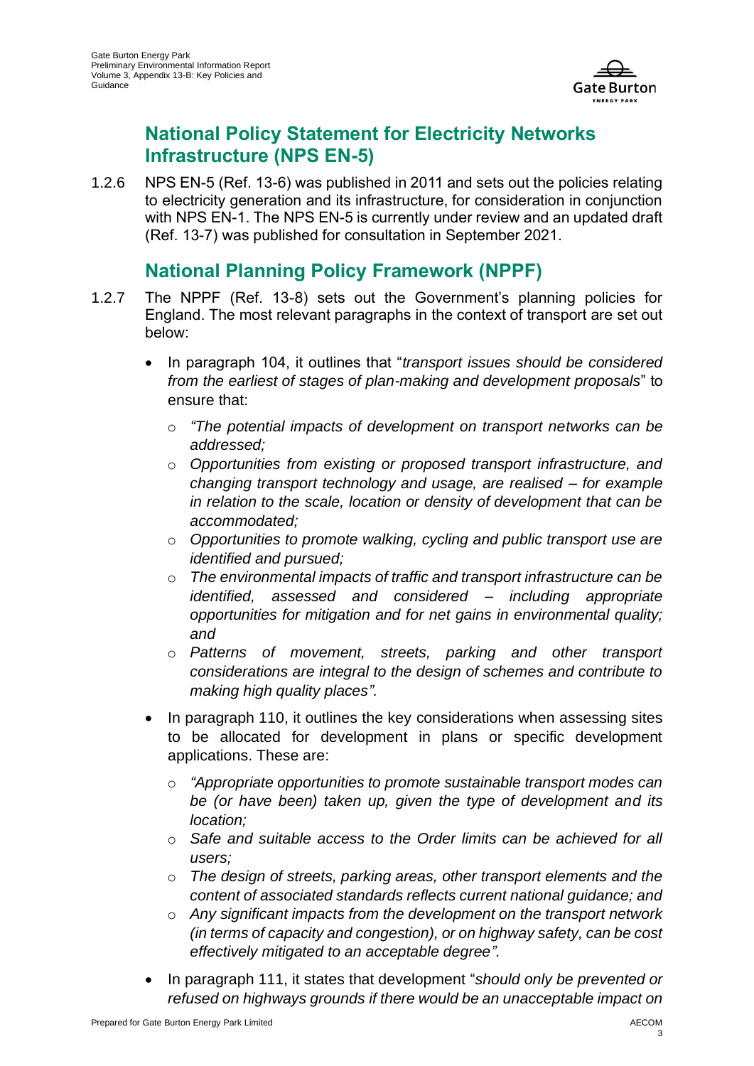## National Policy Statement for Electricity Networks Infrastructure (NPS EN-5)

1.2.6 NPS EN-5 (Ref. 13-6) was published in 2011 and sets out the policies relating to electricity generation and its infrastructure, for consideration in conjunction with NPS EN-1. The NPS EN-5 is currently under review and an updated draft (Ref. 13-7) was published for consultation in September 2021.

## National Planning Policy Framework (NPPF)

1.2.7 The NPPF (Ref. 13-8) sets out the Government's planning policies for England. The most relevant paragraphs in the context of transport are set out below:

- In paragraph 104, it outlines that "*transport issues should be considered from the earliest of stages of plan-making and development proposals*" to ensure that:
  - *"The potential impacts of development on transport networks can be addressed;*
  - *Opportunities from existing or proposed transport infrastructure, and changing transport technology and usage, are realised – for example in relation to the scale, location or density of development that can be accommodated;*
  - *Opportunities to promote walking, cycling and public transport use are identified and pursued;*
  - *The environmental impacts of traffic and transport infrastructure can be identified, assessed and considered – including appropriate opportunities for mitigation and for net gains in environmental quality; and*
  - *Patterns of movement, streets, parking and other transport considerations are integral to the design of schemes and contribute to making high quality places".*
- In paragraph 110, it outlines the key considerations when assessing sites to be allocated for development in plans or specific development applications. These are:
  - *"Appropriate opportunities to promote sustainable transport modes can be (or have been) taken up, given the type of development and its location;*
  - *Safe and suitable access to the Order limits can be achieved for all users;*
  - *The design of streets, parking areas, other transport elements and the content of associated standards reflects current national guidance; and*
  - *Any significant impacts from the development on the transport network (in terms of capacity and congestion), or on highway safety, can be cost effectively mitigated to an acceptable degree".*
- In paragraph 111, it states that development "*should only be prevented or refused on highways grounds if there would be an unacceptable impact on*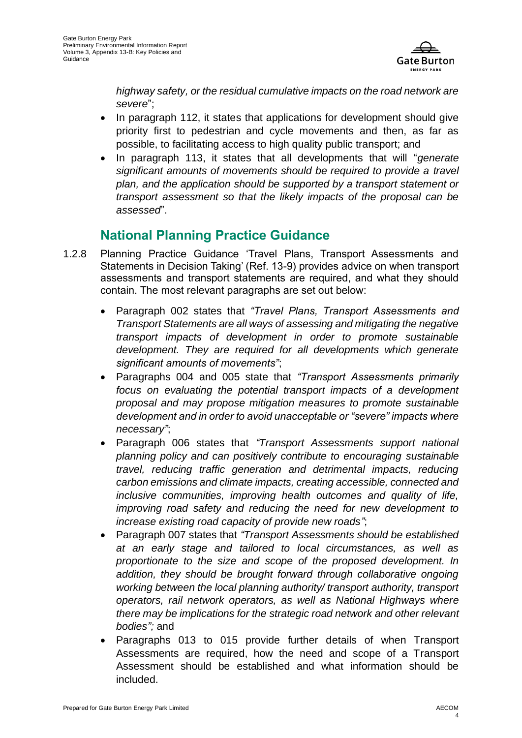*highway safety, or the residual cumulative impacts on the road network are severe*";

- In paragraph 112, it states that applications for development should give priority first to pedestrian and cycle movements and then, as far as possible, to facilitating access to high quality public transport; and
- In paragraph 113, it states that all developments that will "*generate significant amounts of movements should be required to provide a travel plan, and the application should be supported by a transport statement or transport assessment so that the likely impacts of the proposal can be assessed*".

## National Planning Practice Guidance

1.2.8 Planning Practice Guidance 'Travel Plans, Transport Assessments and Statements in Decision Taking' (Ref. 13-9) provides advice on when transport assessments and transport statements are required, and what they should contain. The most relevant paragraphs are set out below:

- Paragraph 002 states that *"Travel Plans, Transport Assessments and Transport Statements are all ways of assessing and mitigating the negative transport impacts of development in order to promote sustainable development. They are required for all developments which generate significant amounts of movements"*;
- Paragraphs 004 and 005 state that *"Transport Assessments primarily focus on evaluating the potential transport impacts of a development proposal and may propose mitigation measures to promote sustainable development and in order to avoid unacceptable or "severe" impacts where necessary"*;
- Paragraph 006 states that *"Transport Assessments support national planning policy and can positively contribute to encouraging sustainable travel, reducing traffic generation and detrimental impacts, reducing carbon emissions and climate impacts, creating accessible, connected and inclusive communities, improving health outcomes and quality of life, improving road safety and reducing the need for new development to increase existing road capacity of provide new roads"*;
- Paragraph 007 states that *"Transport Assessments should be established at an early stage and tailored to local circumstances, as well as proportionate to the size and scope of the proposed development. In addition, they should be brought forward through collaborative ongoing working between the local planning authority/ transport authority, transport operators, rail network operators, as well as National Highways where there may be implications for the strategic road network and other relevant bodies";* and
- Paragraphs 013 to 015 provide further details of when Transport Assessments are required, how the need and scope of a Transport Assessment should be established and what information should be included.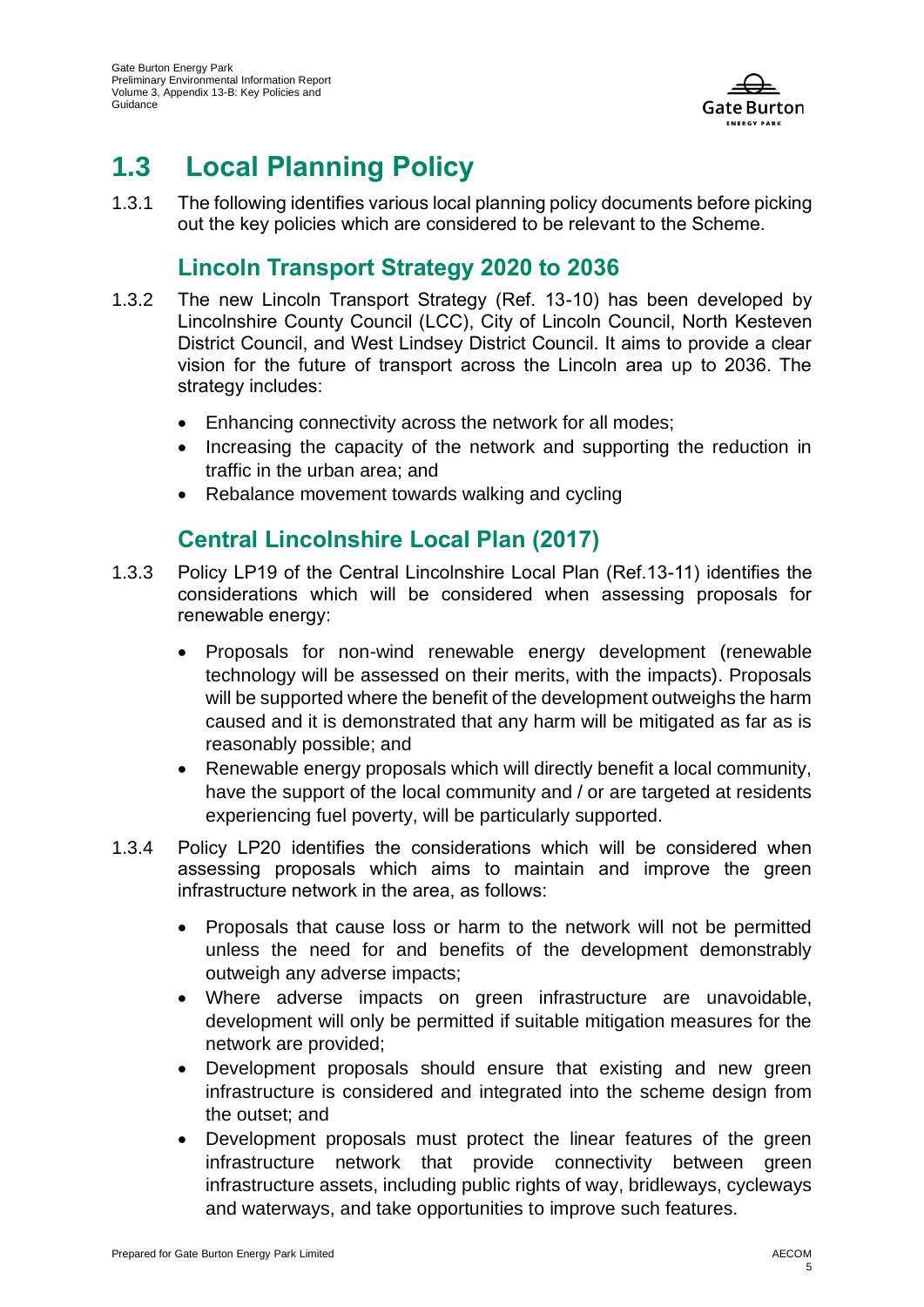# 1.3 Local Planning Policy

1.3.1 The following identifies various local planning policy documents before picking out the key policies which are considered to be relevant to the Scheme.

## Lincoln Transport Strategy 2020 to 2036

1.3.2 The new Lincoln Transport Strategy (Ref. 13-10) has been developed by Lincolnshire County Council (LCC), City of Lincoln Council, North Kesteven District Council, and West Lindsey District Council. It aims to provide a clear vision for the future of transport across the Lincoln area up to 2036. The strategy includes:

- Enhancing connectivity across the network for all modes;
- Increasing the capacity of the network and supporting the reduction in traffic in the urban area; and
- Rebalance movement towards walking and cycling

## Central Lincolnshire Local Plan (2017)

1.3.3 Policy LP19 of the Central Lincolnshire Local Plan (Ref.13-11) identifies the considerations which will be considered when assessing proposals for renewable energy:

- Proposals for non-wind renewable energy development (renewable technology will be assessed on their merits, with the impacts). Proposals will be supported where the benefit of the development outweighs the harm caused and it is demonstrated that any harm will be mitigated as far as is reasonably possible; and
- Renewable energy proposals which will directly benefit a local community, have the support of the local community and / or are targeted at residents experiencing fuel poverty, will be particularly supported.

1.3.4 Policy LP20 identifies the considerations which will be considered when assessing proposals which aims to maintain and improve the green infrastructure network in the area, as follows:

- Proposals that cause loss or harm to the network will not be permitted unless the need for and benefits of the development demonstrably outweigh any adverse impacts;
- Where adverse impacts on green infrastructure are unavoidable, development will only be permitted if suitable mitigation measures for the network are provided;
- Development proposals should ensure that existing and new green infrastructure is considered and integrated into the scheme design from the outset; and
- Development proposals must protect the linear features of the green infrastructure network that provide connectivity between green infrastructure assets, including public rights of way, bridleways, cycleways and waterways, and take opportunities to improve such features.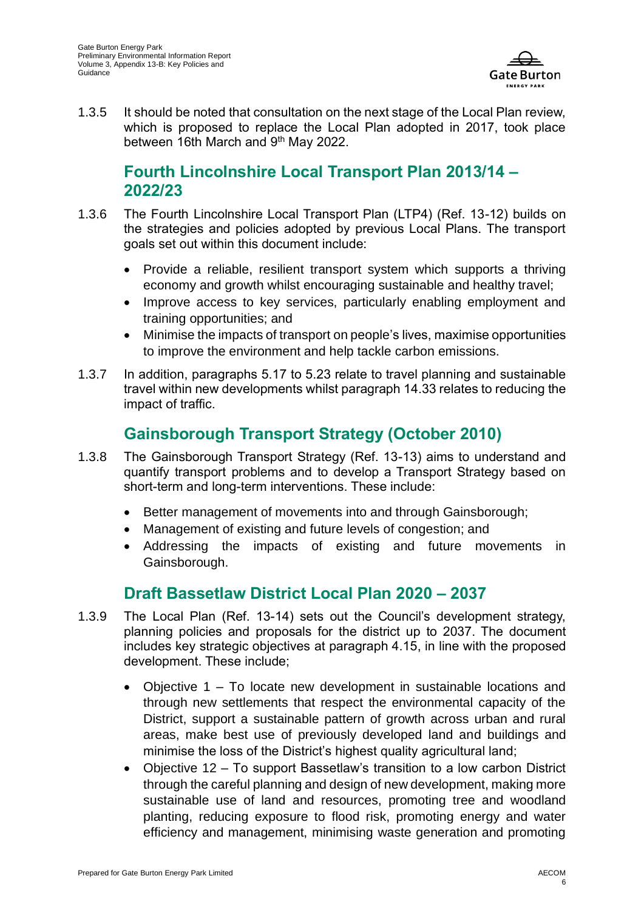1.3.5 It should be noted that consultation on the next stage of the Local Plan review, which is proposed to replace the Local Plan adopted in 2017, took place between 16th March and 9th May 2022.

## Fourth Lincolnshire Local Transport Plan 2013/14 – 2022/23

1.3.6 The Fourth Lincolnshire Local Transport Plan (LTP4) (Ref. 13-12) builds on the strategies and policies adopted by previous Local Plans. The transport goals set out within this document include:

- Provide a reliable, resilient transport system which supports a thriving economy and growth whilst encouraging sustainable and healthy travel;
- Improve access to key services, particularly enabling employment and training opportunities; and
- Minimise the impacts of transport on people's lives, maximise opportunities to improve the environment and help tackle carbon emissions.

1.3.7 In addition, paragraphs 5.17 to 5.23 relate to travel planning and sustainable travel within new developments whilst paragraph 14.33 relates to reducing the impact of traffic.

## Gainsborough Transport Strategy (October 2010)

1.3.8 The Gainsborough Transport Strategy (Ref. 13-13) aims to understand and quantify transport problems and to develop a Transport Strategy based on short-term and long-term interventions. These include:

- Better management of movements into and through Gainsborough;
- Management of existing and future levels of congestion; and
- Addressing the impacts of existing and future movements in Gainsborough.

## Draft Bassetlaw District Local Plan 2020 – 2037

1.3.9 The Local Plan (Ref. 13-14) sets out the Council's development strategy, planning policies and proposals for the district up to 2037. The document includes key strategic objectives at paragraph 4.15, in line with the proposed development. These include;

- Objective 1 – To locate new development in sustainable locations and through new settlements that respect the environmental capacity of the District, support a sustainable pattern of growth across urban and rural areas, make best use of previously developed land and buildings and minimise the loss of the District's highest quality agricultural land;
- Objective 12 – To support Bassetlaw's transition to a low carbon District through the careful planning and design of new development, making more sustainable use of land and resources, promoting tree and woodland planting, reducing exposure to flood risk, promoting energy and water efficiency and management, minimising waste generation and promoting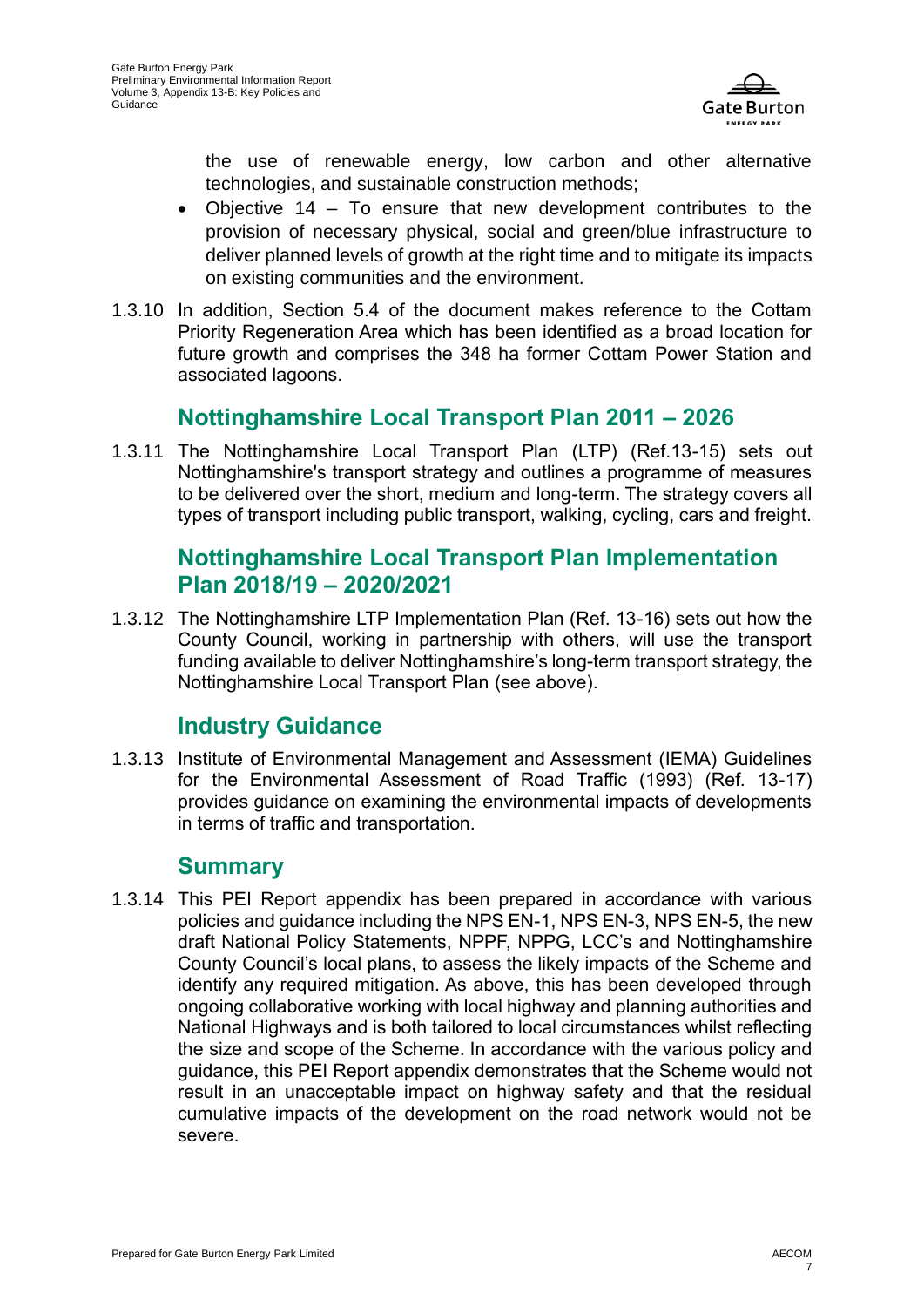the use of renewable energy, low carbon and other alternative technologies, and sustainable construction methods;

- Objective 14 – To ensure that new development contributes to the provision of necessary physical, social and green/blue infrastructure to deliver planned levels of growth at the right time and to mitigate its impacts on existing communities and the environment.

1.3.10 In addition, Section 5.4 of the document makes reference to the Cottam Priority Regeneration Area which has been identified as a broad location for future growth and comprises the 348 ha former Cottam Power Station and associated lagoons.

## Nottinghamshire Local Transport Plan 2011 – 2026

1.3.11 The Nottinghamshire Local Transport Plan (LTP) (Ref.13-15) sets out Nottinghamshire's transport strategy and outlines a programme of measures to be delivered over the short, medium and long-term. The strategy covers all types of transport including public transport, walking, cycling, cars and freight.

## Nottinghamshire Local Transport Plan Implementation Plan 2018/19 – 2020/2021

1.3.12 The Nottinghamshire LTP Implementation Plan (Ref. 13-16) sets out how the County Council, working in partnership with others, will use the transport funding available to deliver Nottinghamshire's long-term transport strategy, the Nottinghamshire Local Transport Plan (see above).

## Industry Guidance

1.3.13 Institute of Environmental Management and Assessment (IEMA) Guidelines for the Environmental Assessment of Road Traffic (1993) (Ref. 13-17) provides guidance on examining the environmental impacts of developments in terms of traffic and transportation.

## Summary

1.3.14 This PEI Report appendix has been prepared in accordance with various policies and guidance including the NPS EN-1, NPS EN-3, NPS EN-5, the new draft National Policy Statements, NPPF, NPPG, LCC's and Nottinghamshire County Council's local plans, to assess the likely impacts of the Scheme and identify any required mitigation. As above, this has been developed through ongoing collaborative working with local highway and planning authorities and National Highways and is both tailored to local circumstances whilst reflecting the size and scope of the Scheme. In accordance with the various policy and guidance, this PEI Report appendix demonstrates that the Scheme would not result in an unacceptable impact on highway safety and that the residual cumulative impacts of the development on the road network would not be severe.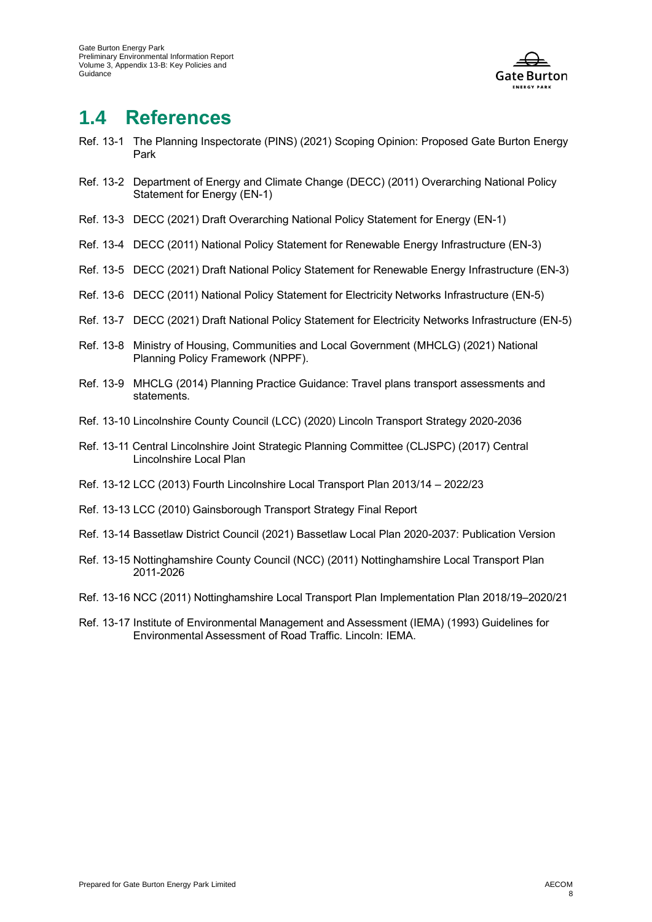## 1.4 References

Ref. 13-1 The Planning Inspectorate (PINS) (2021) Scoping Opinion: Proposed Gate Burton Energy Park

Ref. 13-2 Department of Energy and Climate Change (DECC) (2011) Overarching National Policy Statement for Energy (EN-1)

Ref. 13-3 DECC (2021) Draft Overarching National Policy Statement for Energy (EN-1)

Ref. 13-4 DECC (2011) National Policy Statement for Renewable Energy Infrastructure (EN-3)

Ref. 13-5 DECC (2021) Draft National Policy Statement for Renewable Energy Infrastructure (EN-3)

Ref. 13-6 DECC (2011) National Policy Statement for Electricity Networks Infrastructure (EN-5)

Ref. 13-7 DECC (2021) Draft National Policy Statement for Electricity Networks Infrastructure (EN-5)

Ref. 13-8 Ministry of Housing, Communities and Local Government (MHCLG) (2021) National Planning Policy Framework (NPPF).

Ref. 13-9 MHCLG (2014) Planning Practice Guidance: Travel plans transport assessments and statements.

Ref. 13-10 Lincolnshire County Council (LCC) (2020) Lincoln Transport Strategy 2020-2036

Ref. 13-11 Central Lincolnshire Joint Strategic Planning Committee (CLJSPC) (2017) Central Lincolnshire Local Plan

Ref. 13-12 LCC (2013) Fourth Lincolnshire Local Transport Plan 2013/14 – 2022/23

Ref. 13-13 LCC (2010) Gainsborough Transport Strategy Final Report

Ref. 13-14 Bassetlaw District Council (2021) Bassetlaw Local Plan 2020-2037: Publication Version

Ref. 13-15 Nottinghamshire County Council (NCC) (2011) Nottinghamshire Local Transport Plan 2011-2026

Ref. 13-16 NCC (2011) Nottinghamshire Local Transport Plan Implementation Plan 2018/19–2020/21

Ref. 13-17 Institute of Environmental Management and Assessment (IEMA) (1993) Guidelines for Environmental Assessment of Road Traffic. Lincoln: IEMA.